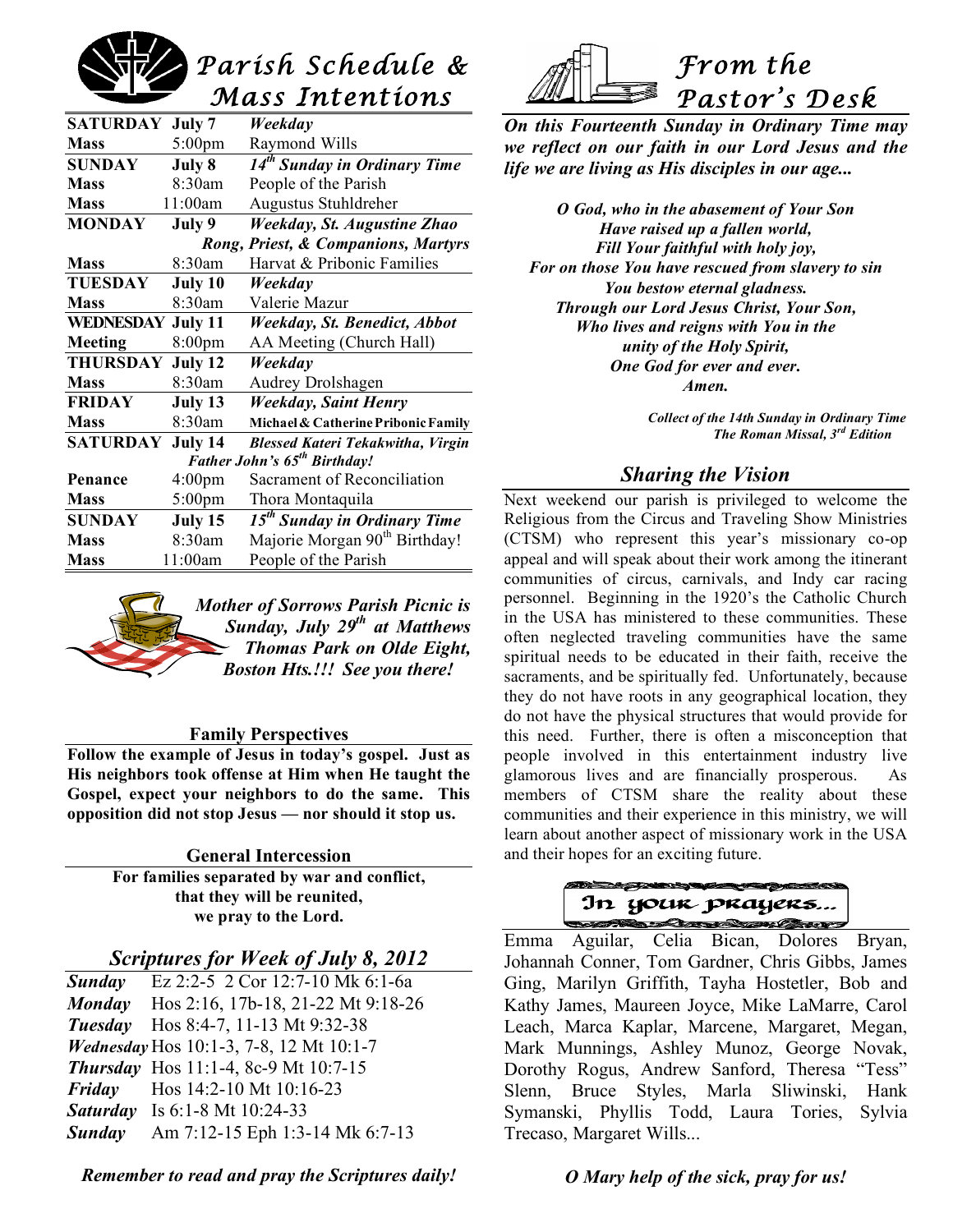# Parish Schedule & Mass Intentions

| | | |
|---|---|---|
| **SATURDAY** | **July 7** | ***Weekday*** |
| **Mass** | 5:00pm | Raymond Wills |
| **SUNDAY** | **July 8** | ***14th Sunday in Ordinary Time*** |
| **Mass** | 8:30am | People of the Parish |
| **Mass** | 11:00am | Augustus Stuhldreher |
| **MONDAY** | **July 9** | ***Weekday, St. Augustine Zhao Rong, Priest, & Companions, Martyrs*** |
| **Mass** | 8:30am | Harvat & Pribonic Families |
| **TUESDAY** | **July 10** | ***Weekday*** |
| **Mass** | 8:30am | Valerie Mazur |
| **WEDNESDAY** | **July 11** | ***Weekday, St. Benedict, Abbot*** |
| **Meeting** | 8:00pm | AA Meeting (Church Hall) |
| **THURSDAY** | **July 12** | ***Weekday*** |
| **Mass** | 8:30am | Audrey Drolshagen |
| **FRIDAY** | **July 13** | ***Weekday, Saint Henry*** |
| **Mass** | 8:30am | **Michael & Catherine Pribonic Family** |
| **SATURDAY** | **July 14** | ***Blessed Kateri Tekakwitha, Virgin*** |
| | | ***Father John's 65th Birthday!*** |
| **Penance** | 4:00pm | Sacrament of Reconciliation |
| **Mass** | 5:00pm | Thora Montaquila |
| **SUNDAY** | **July 15** | ***15th Sunday in Ordinary Time*** |
| **Mass** | 8:30am | Majorie Morgan 90th Birthday! |
| **Mass** | 11:00am | People of the Parish |

***Mother of Sorrows Parish Picnic is Sunday, July 29th at Matthews Thomas Park on Olde Eight, Boston Hts.!!! See you there!***

### Family Perspectives

**Follow the example of Jesus in today's gospel. Just as His neighbors took offense at Him when He taught the Gospel, expect your neighbors to do the same. This opposition did not stop Jesus — nor should it stop us.**

### General Intercession

**For families separated by war and conflict,
that they will be reunited,
we pray to the Lord.**

## *Scriptures for Week of July 8, 2012*

***Sunday*** Ez 2:2-5 2 Cor 12:7-10 Mk 6:1-6a
***Monday*** Hos 2:16, 17b-18, 21-22 Mt 9:18-26
***Tuesday*** Hos 8:4-7, 11-13 Mt 9:32-38
***Wednesday*** Hos 10:1-3, 7-8, 12 Mt 10:1-7
***Thursday*** Hos 11:1-4, 8c-9 Mt 10:7-15
***Friday*** Hos 14:2-10 Mt 10:16-23
***Saturday*** Is 6:1-8 Mt 10:24-33
***Sunday*** Am 7:12-15 Eph 1:3-14 Mk 6:7-13

***Remember to read and pray the Scriptures daily!***

# From the Pastor's Desk

***On this Fourteenth Sunday in Ordinary Time may we reflect on our faith in our Lord Jesus and the life we are living as His disciples in our age...***

***O God, who in the abasement of Your Son
Have raised up a fallen world,
Fill Your faithful with holy joy,
For on those You have rescued from slavery to sin
You bestow eternal gladness.
Through our Lord Jesus Christ, Your Son,
Who lives and reigns with You in the
unity of the Holy Spirit,
One God for ever and ever.
Amen.***

***Collect of the 14th Sunday in Ordinary Time***
***The Roman Missal, 3rd Edition***

## *Sharing the Vision*

Next weekend our parish is privileged to welcome the Religious from the Circus and Traveling Show Ministries (CTSM) who represent this year's missionary co-op appeal and will speak about their work among the itinerant communities of circus, carnivals, and Indy car racing personnel. Beginning in the 1920's the Catholic Church in the USA has ministered to these communities. These often neglected traveling communities have the same spiritual needs to be educated in their faith, receive the sacraments, and be spiritually fed. Unfortunately, because they do not have roots in any geographical location, they do not have the physical structures that would provide for this need. Further, there is often a misconception that people involved in this entertainment industry live glamorous lives and are financially prosperous. As members of CTSM share the reality about these communities and their experience in this ministry, we will learn about another aspect of missionary work in the USA and their hopes for an exciting future.

## In your prayers...

Emma Aguilar, Celia Bican, Dolores Bryan, Johannah Conner, Tom Gardner, Chris Gibbs, James Ging, Marilyn Griffith, Tayha Hostetler, Bob and Kathy James, Maureen Joyce, Mike LaMarre, Carol Leach, Marca Kaplar, Marcene, Margaret, Megan, Mark Munnings, Ashley Munoz, George Novak, Dorothy Rogus, Andrew Sanford, Theresa "Tess" Slenn, Bruce Styles, Marla Sliwinski, Hank Symanski, Phyllis Todd, Laura Tories, Sylvia Trecaso, Margaret Wills...

***O Mary help of the sick, pray for us!***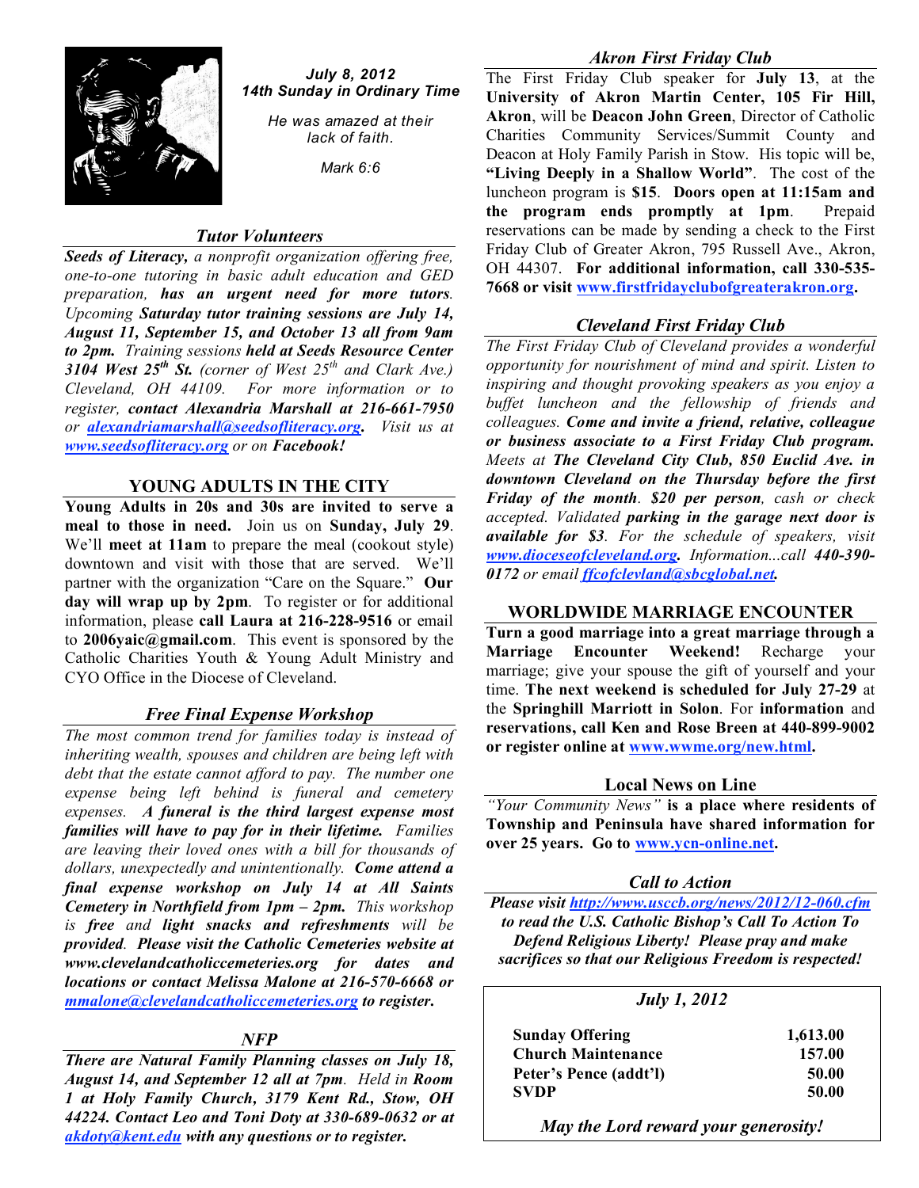*July 8, 2012*
*14th Sunday in Ordinary Time*

*He was amazed at their lack of faith.*

*Mark 6:6*

## *Tutor Volunteers*

***Seeds of Literacy,*** *a nonprofit organization offering free, one-to-one tutoring in basic adult education and GED preparation,* ***has an urgent need for more tutors****. Upcoming* ***Saturday tutor training sessions are July 14, August 11, September 15, and October 13 all from 9am to 2pm.*** *Training sessions* ***held at Seeds Resource Center 3104 West 25th St.*** *(corner of West 25th and Clark Ave.) Cleveland, OH 44109. For more information or to register,* ***contact Alexandria Marshall at 216-661-7950*** *or* ***alexandriamarshall@seedsofliteracy.org****. Visit us at* ***www.seedsofliteracy.org*** *or on* ***Facebook!***

## YOUNG ADULTS IN THE CITY

**Young Adults in 20s and 30s are invited to serve a meal to those in need.** Join us on **Sunday, July 29**. We'll **meet at 11am** to prepare the meal (cookout style) downtown and visit with those that are served. We'll partner with the organization "Care on the Square." **Our day will wrap up by 2pm**. To register or for additional information, please **call Laura at 216-228-9516** or email to **2006yaic@gmail.com**. This event is sponsored by the Catholic Charities Youth & Young Adult Ministry and CYO Office in the Diocese of Cleveland.

## *Free Final Expense Workshop*

*The most common trend for families today is instead of inheriting wealth, spouses and children are being left with debt that the estate cannot afford to pay. The number one expense being left behind is funeral and cemetery expenses.* ***A funeral is the third largest expense most families will have to pay for in their lifetime.*** *Families are leaving their loved ones with a bill for thousands of dollars, unexpectedly and unintentionally.* ***Come attend a final expense workshop on July 14 at All Saints Cemetery in Northfield from 1pm – 2pm.*** *This workshop is* ***free*** *and* ***light snacks and refreshments*** *will be provided.* ***Please visit the Catholic Cemeteries website at www.clevelandcatholiccemeteries.org for dates and locations or contact Melissa Malone at 216-570-6668 or mmalone@clevelandcatholiccemeteries.org to register.***

## *NFP*

***There are Natural Family Planning classes on July 18, August 14, and September 12 all at 7pm****. Held in* ***Room 1 at Holy Family Church, 3179 Kent Rd., Stow, OH 44224. Contact Leo and Toni Doty at 330-689-0632 or at akdoty@kent.edu with any questions or to register.***

## *Akron First Friday Club*

The First Friday Club speaker for **July 13**, at the **University of Akron Martin Center, 105 Fir Hill, Akron**, will be **Deacon John Green**, Director of Catholic Charities Community Services/Summit County and Deacon at Holy Family Parish in Stow. His topic will be, **"Living Deeply in a Shallow World"**. The cost of the luncheon program is **$15**. **Doors open at 11:15am and the program ends promptly at 1pm**. Prepaid reservations can be made by sending a check to the First Friday Club of Greater Akron, 795 Russell Ave., Akron, OH 44307. **For additional information, call 330-535-7668 or visit www.firstfridayclubofgreaterakron.org.**

## *Cleveland First Friday Club*

*The First Friday Club of Cleveland provides a wonderful opportunity for nourishment of mind and spirit. Listen to inspiring and thought provoking speakers as you enjoy a buffet luncheon and the fellowship of friends and colleagues.* ***Come and invite a friend, relative, colleague or business associate to a First Friday Club program.*** *Meets at* ***The Cleveland City Club, 850 Euclid Ave. in downtown Cleveland on the Thursday before the first Friday of the month****.* ***$20 per person****, cash or check accepted. Validated* ***parking in the garage next door is available for $3****. For the schedule of speakers, visit* ***www.dioceseofcleveland.org****. Information...call* ***440-390-0172*** *or email* ***ffcofclevland@sbcglobal.net****.*

## WORLDWIDE MARRIAGE ENCOUNTER

**Turn a good marriage into a great marriage through a Marriage Encounter Weekend!** Recharge your marriage; give your spouse the gift of yourself and your time. **The next weekend is scheduled for July 27-29** at the **Springhill Marriott in Solon**. For **information** and **reservations, call Ken and Rose Breen at 440-899-9002 or register online at www.wwme.org/new.html.**

## Local News on Line

*"Your Community News"* **is a place where residents of Township and Peninsula have shared information for over 25 years. Go to www.ycn-online.net.**

## *Call to Action*

***Please visit http://www.usccb.org/news/2012/12-060.cfm to read the U.S. Catholic Bishop's Call To Action To Defend Religious Liberty! Please pray and make sacrifices so that our Religious Freedom is respected!***

### *July 1, 2012*

| | |
|---|---|
| **Sunday Offering** | **1,613.00** |
| **Church Maintenance** | **157.00** |
| **Peter's Pence (addt'l)** | **50.00** |
| **SVDP** | **50.00** |

***May the Lord reward your generosity!***